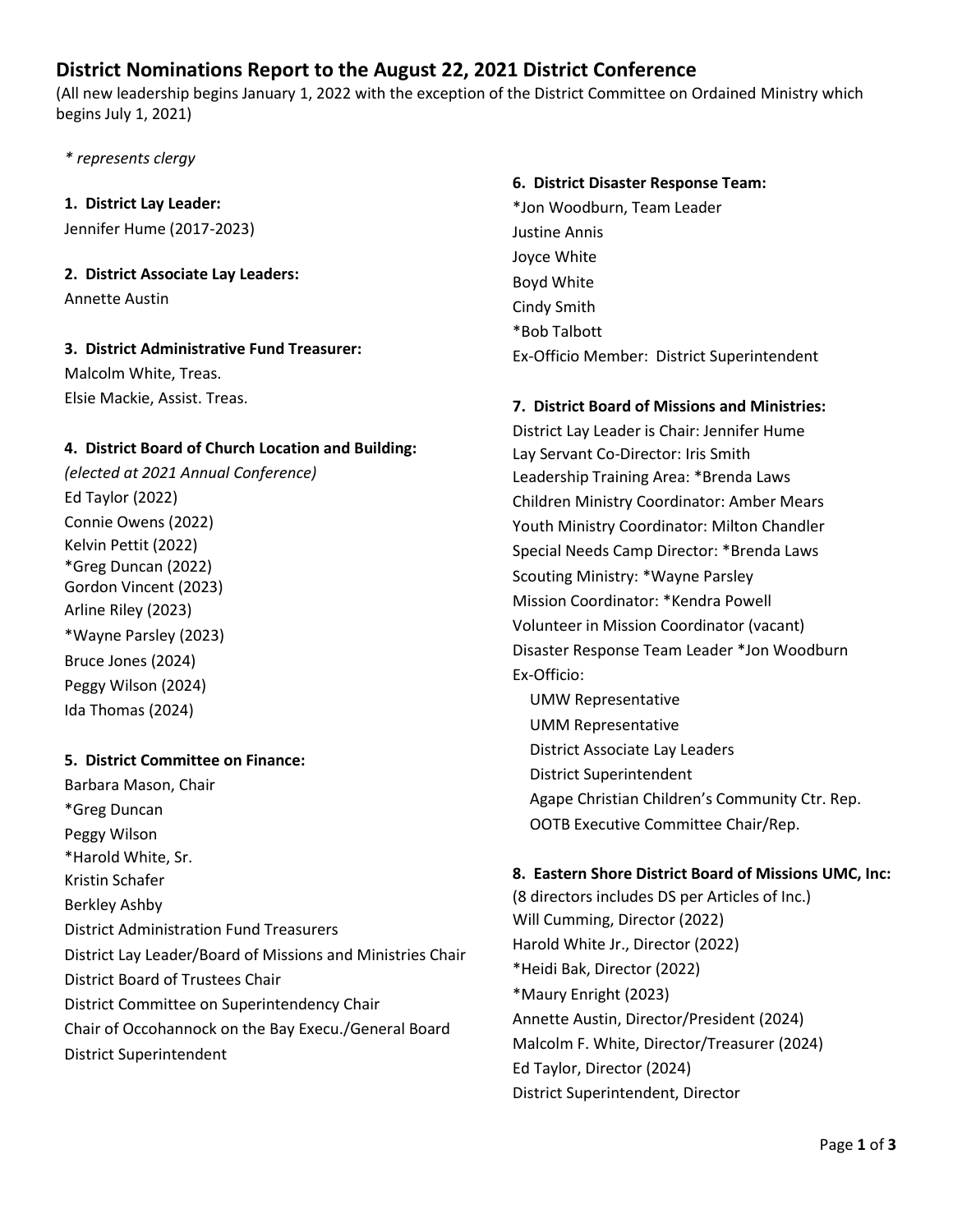# District Nominations Report to the August 22, 2021 District Conference

(All new leadership begins January 1, 2022 with the exception of the District Committee on Ordained Ministry which begins July 1, 2021)

*\* represents clergy*

**1. District Lay Leader:**
Jennifer Hume (2017-2023)

**2. District Associate Lay Leaders:**
Annette Austin

**3. District Administrative Fund Treasurer:**
Malcolm White, Treas.
Elsie Mackie, Assist. Treas.

**4. District Board of Church Location and Building:**
*(elected at 2021 Annual Conference)*
Ed Taylor (2022)
Connie Owens (2022)
Kelvin Pettit (2022)
*Greg Duncan (2022)
Gordon Vincent (2023)
Arline Riley (2023)
*Wayne Parsley (2023)
Bruce Jones (2024)
Peggy Wilson (2024)
Ida Thomas (2024)

**5. District Committee on Finance:**
Barbara Mason, Chair
*Greg Duncan
Peggy Wilson
*Harold White, Sr.
Kristin Schafer
Berkley Ashby
District Administration Fund Treasurers
District Lay Leader/Board of Missions and Ministries Chair
District Board of Trustees Chair
District Committee on Superintendency Chair
Chair of Occohannock on the Bay Execu./General Board
District Superintendent

**6. District Disaster Response Team:**
*Jon Woodburn, Team Leader
Justine Annis
Joyce White
Boyd White
Cindy Smith
*Bob Talbott
Ex-Officio Member: District Superintendent

**7. District Board of Missions and Ministries:**
District Lay Leader is Chair: Jennifer Hume
Lay Servant Co-Director: Iris Smith
Leadership Training Area: *Brenda Laws
Children Ministry Coordinator: Amber Mears
Youth Ministry Coordinator: Milton Chandler
Special Needs Camp Director: *Brenda Laws
Scouting Ministry: *Wayne Parsley
Mission Coordinator: *Kendra Powell
Volunteer in Mission Coordinator (vacant)
Disaster Response Team Leader *Jon Woodburn
Ex-Officio:
- UMW Representative
- UMM Representative
- District Associate Lay Leaders
- District Superintendent
- Agape Christian Children's Community Ctr. Rep.
- OOTB Executive Committee Chair/Rep.

**8. Eastern Shore District Board of Missions UMC, Inc:**
(8 directors includes DS per Articles of Inc.)
Will Cumming, Director (2022)
Harold White Jr., Director (2022)
*Heidi Bak, Director (2022)
*Maury Enright (2023)
Annette Austin, Director/President (2024)
Malcolm F. White, Director/Treasurer (2024)
Ed Taylor, Director (2024)
District Superintendent, Director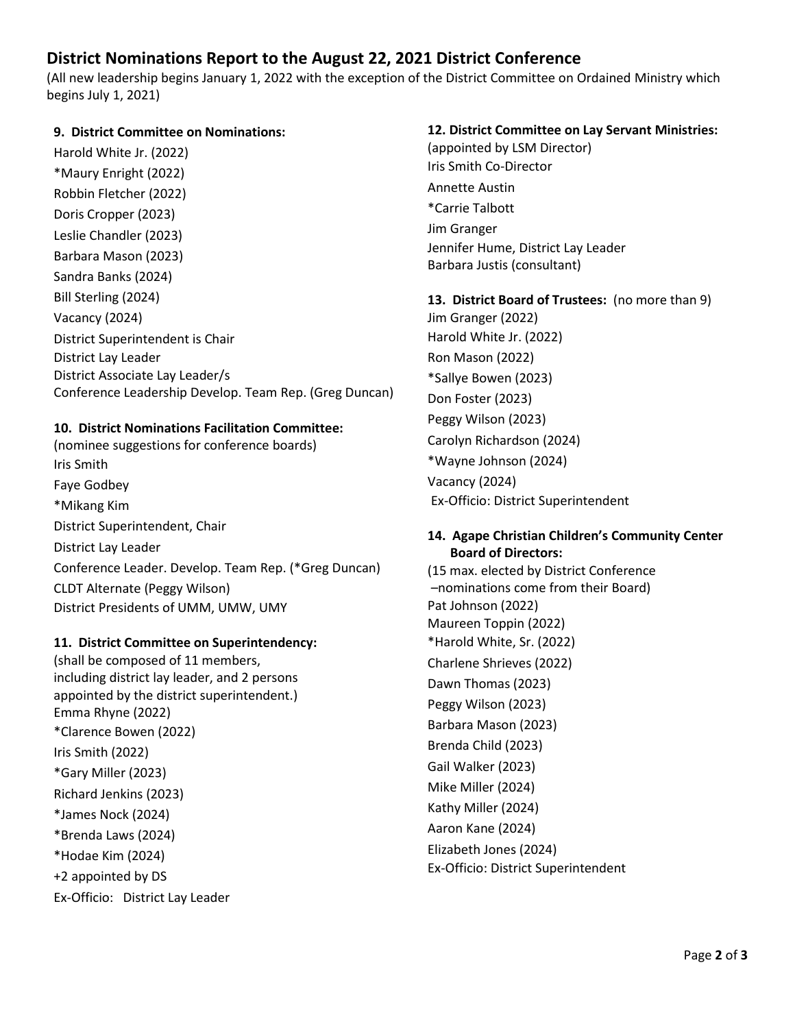# District Nominations Report to the August 22, 2021 District Conference

(All new leadership begins January 1, 2022 with the exception of the District Committee on Ordained Ministry which begins July 1, 2021)

**9. District Committee on Nominations:**

Harold White Jr. (2022)
*Maury Enright (2022)
Robbin Fletcher (2022)
Doris Cropper (2023)
Leslie Chandler (2023)
Barbara Mason (2023)
Sandra Banks (2024)
Bill Sterling (2024)
Vacancy (2024)
District Superintendent is Chair
District Lay Leader
District Associate Lay Leader/s
Conference Leadership Develop. Team Rep. (Greg Duncan)

**10. District Nominations Facilitation Committee:**

(nominee suggestions for conference boards)
Iris Smith
Faye Godbey
*Mikang Kim
District Superintendent, Chair
District Lay Leader
Conference Leader. Develop. Team Rep. (*Greg Duncan)
CLDT Alternate (Peggy Wilson)
District Presidents of UMM, UMW, UMY

**11. District Committee on Superintendency:**

(shall be composed of 11 members, including district lay leader, and 2 persons appointed by the district superintendent.)
Emma Rhyne (2022)
*Clarence Bowen (2022)
Iris Smith (2022)
*Gary Miller (2023)
Richard Jenkins (2023)
*James Nock (2024)
*Brenda Laws (2024)
*Hodae Kim (2024)
+2 appointed by DS
Ex-Officio: District Lay Leader

**12. District Committee on Lay Servant Ministries:**

(appointed by LSM Director)
Iris Smith Co-Director
Annette Austin
*Carrie Talbott
Jim Granger
Jennifer Hume, District Lay Leader
Barbara Justis (consultant)

**13. District Board of Trustees:** (no more than 9)

Jim Granger (2022)
Harold White Jr. (2022)
Ron Mason (2022)
*Sallye Bowen (2023)
Don Foster (2023)
Peggy Wilson (2023)
Carolyn Richardson (2024)
*Wayne Johnson (2024)
Vacancy (2024)
Ex-Officio: District Superintendent

**14. Agape Christian Children's Community Center Board of Directors:**

(15 max. elected by District Conference –nominations come from their Board)
Pat Johnson (2022)
Maureen Toppin (2022)
*Harold White, Sr. (2022)
Charlene Shrieves (2022)
Dawn Thomas (2023)
Peggy Wilson (2023)
Barbara Mason (2023)
Brenda Child (2023)
Gail Walker (2023)
Mike Miller (2024)
Kathy Miller (2024)
Aaron Kane (2024)
Elizabeth Jones (2024)
Ex-Officio: District Superintendent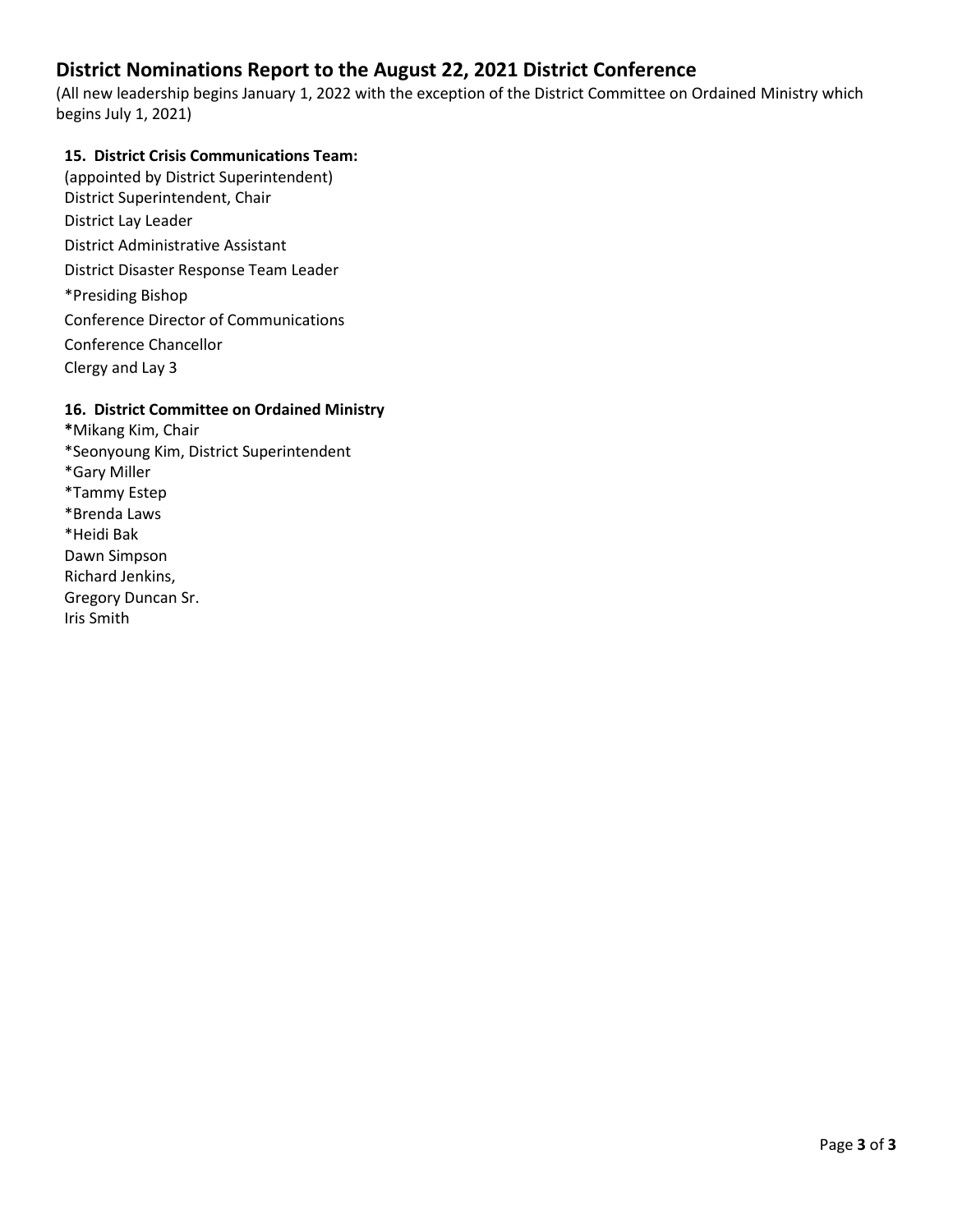## District Nominations Report to the August 22, 2021 District Conference

(All new leadership begins January 1, 2022 with the exception of the District Committee on Ordained Ministry which begins July 1, 2021)

**15. District Crisis Communications Team:**

(appointed by District Superintendent)
District Superintendent, Chair
District Lay Leader
District Administrative Assistant
District Disaster Response Team Leader
*Presiding Bishop
Conference Director of Communications
Conference Chancellor
Clergy and Lay 3

**16. District Committee on Ordained Ministry**

**\***Mikang Kim, Chair
*Seonyoung Kim, District Superintendent
*Gary Miller
*Tammy Estep
*Brenda Laws
*Heidi Bak
Dawn Simpson
Richard Jenkins,
Gregory Duncan Sr.
Iris Smith